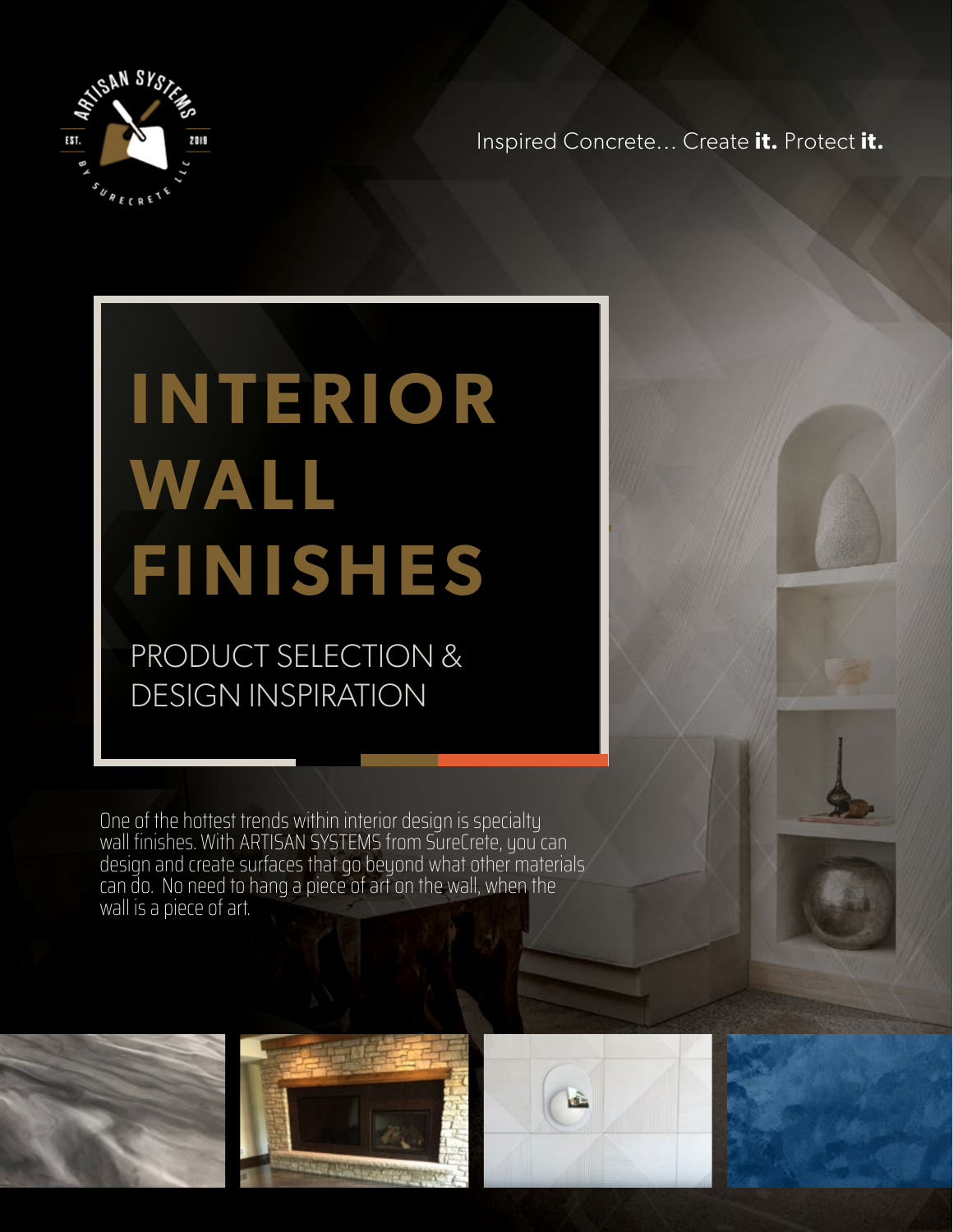Inspired Concrete... Create **it.** Protect **it.**

# INTERIOR WALL FINISHES

## PRODUCT SELECTION & DESIGN INSPIRATION

One of the hottest trends within interior design is specialty wall finishes. With ARTISAN SYSTEMS from SureCrete, you can design and create surfaces that go beyond what other materials can do. No need to hang a piece of art on the wall, when the wall is a piece of art.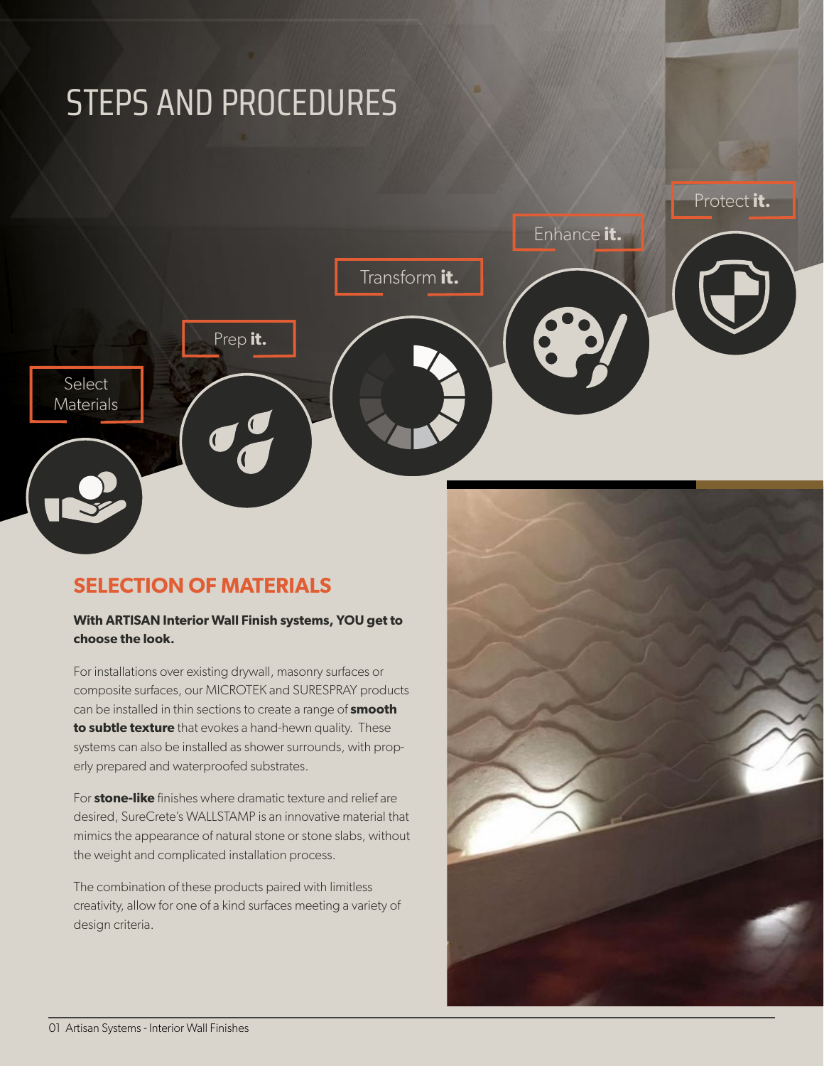# STEPS AND PROCEDURES

Select Materials

Prep **it.**

Transform **it.**

Enhance **it.**

Protect **it.**

## SELECTION OF MATERIALS

**With ARTISAN Interior Wall Finish systems, YOU get to choose the look.**

For installations over existing drywall, masonry surfaces or composite surfaces, our MICROTEK and SURESPRAY products can be installed in thin sections to create a range of **smooth to subtle texture** that evokes a hand-hewn quality. These systems can also be installed as shower surrounds, with properly prepared and waterproofed substrates.

For **stone-like** finishes where dramatic texture and relief are desired, SureCrete's WALLSTAMP is an innovative material that mimics the appearance of natural stone or stone slabs, without the weight and complicated installation process.

The combination of these products paired with limitless creativity, allow for one of a kind surfaces meeting a variety of design criteria.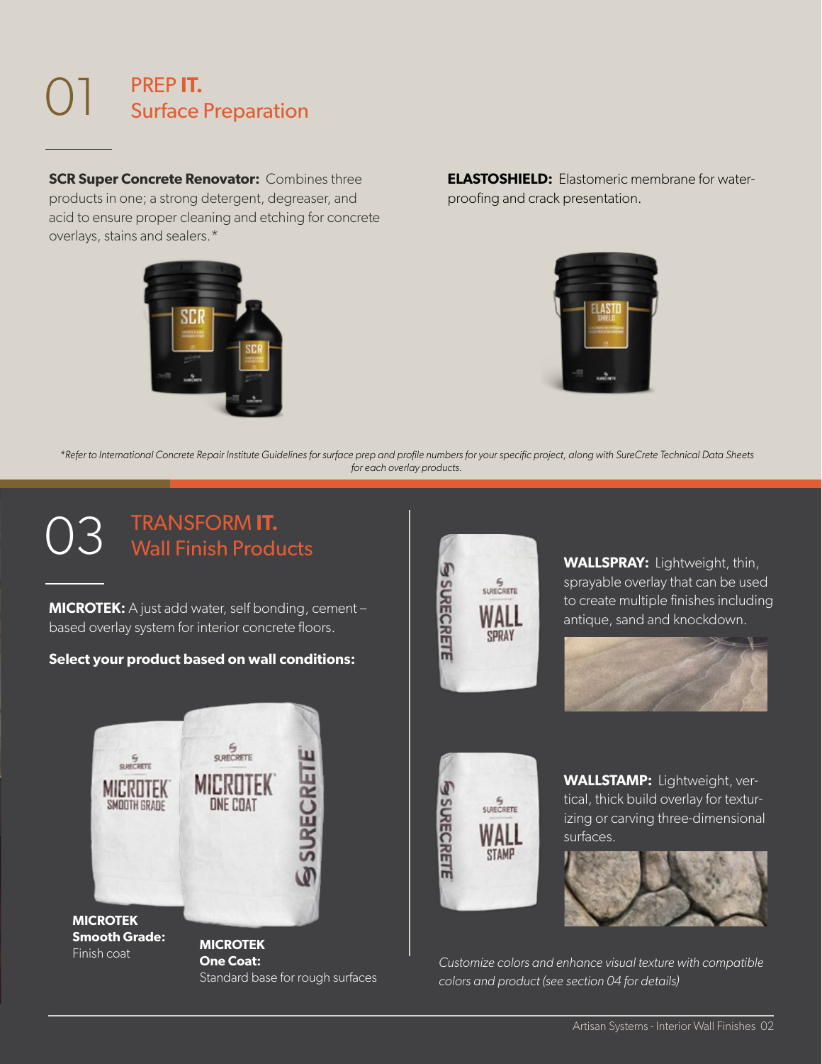# 01 PREP **IT.** Surface Preparation

**SCR Super Concrete Renovator:** Combines three products in one; a strong detergent, degreaser, and acid to ensure proper cleaning and etching for concrete overlays, stains and sealers.*

**ELASTOSHIELD:** Elastomeric membrane for waterproofing and crack presentation.

*\*Refer to International Concrete Repair Institute Guidelines for surface prep and profile numbers for your specific project, along with SureCrete Technical Data Sheets for each overlay products.*

# 03 TRANSFORM **IT.** Wall Finish Products

**MICROTEK:** A just add water, self bonding, cement – based overlay system for interior concrete floors.

**Select your product based on wall conditions:**

**MICROTEK Smooth Grade:** Finish coat

**MICROTEK One Coat:** Standard base for rough surfaces

**WALLSPRAY:** Lightweight, thin, sprayable overlay that can be used to create multiple finishes including antique, sand and knockdown.

**WALLSTAMP:** Lightweight, vertical, thick build overlay for texturizing or carving three-dimensional surfaces.

*Customize colors and enhance visual texture with compatible colors and product (see section 04 for details)*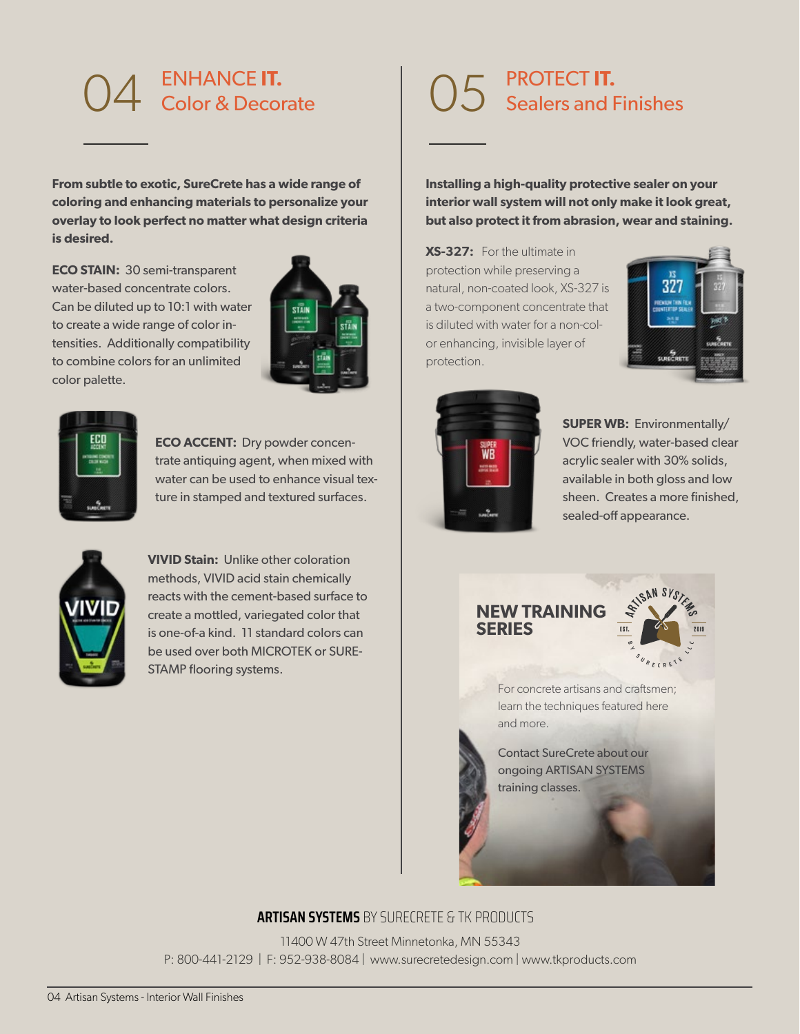## 04 ENHANCE **IT.** Color & Decorate

**From subtle to exotic, SureCrete has a wide range of coloring and enhancing materials to personalize your overlay to look perfect no matter what design criteria is desired.**

**ECO STAIN:** 30 semi-transparent water-based concentrate colors. Can be diluted up to 10:1 with water to create a wide range of color intensities. Additionally compatibility to combine colors for an unlimited color palette.

**ECO ACCENT:** Dry powder concentrate antiquing agent, when mixed with water can be used to enhance visual texture in stamped and textured surfaces.

**VIVID Stain:** Unlike other coloration methods, VIVID acid stain chemically reacts with the cement-based surface to create a mottled, variegated color that is one-of-a kind. 11 standard colors can be used over both MICROTEK or SURE-STAMP flooring systems.

## 05 PROTECT **IT.** Sealers and Finishes

**Installing a high-quality protective sealer on your interior wall system will not only make it look great, but also protect it from abrasion, wear and staining.**

**XS-327:** For the ultimate in protection while preserving a natural, non-coated look, XS-327 is a two-component concentrate that is diluted with water for a non-color enhancing, invisible layer of protection.

**SUPER WB:** Environmentally/VOC friendly, water-based clear acrylic sealer with 30% solids, available in both gloss and low sheen. Creates a more finished, sealed-off appearance.

### NEW TRAINING SERIES

For concrete artisans and craftsmen; learn the techniques featured here and more.

Contact SureCrete about our ongoing ARTISAN SYSTEMS training classes.

**ARTISAN SYSTEMS** BY SURECRETE & TK PRODUCTS

11400 W 47th Street Minnetonka, MN 55343

P: 800-441-2129 | F: 952-938-8084 | www.surecretedesign.com | www.tkproducts.com